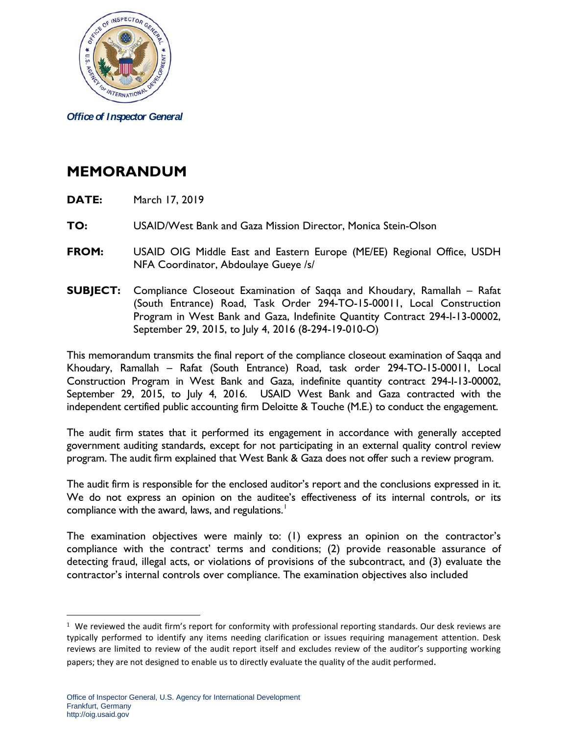*Office of Inspector General*

# MEMORANDUM

**DATE:** March 17, 2019

**TO:** USAID/West Bank and Gaza Mission Director, Monica Stein-Olson

**FROM:** USAID OIG Middle East and Eastern Europe (ME/EE) Regional Office, USDH NFA Coordinator, Abdoulaye Gueye /s/

**SUBJECT:** Compliance Closeout Examination of Saqqa and Khoudary, Ramallah – Rafat (South Entrance) Road, Task Order 294-TO-15-00011, Local Construction Program in West Bank and Gaza, Indefinite Quantity Contract 294-I-13-00002, September 29, 2015, to July 4, 2016 (8-294-19-010-O)

This memorandum transmits the final report of the compliance closeout examination of Saqqa and Khoudary, Ramallah – Rafat (South Entrance) Road, task order 294-TO-15-00011, Local Construction Program in West Bank and Gaza, indefinite quantity contract 294-I-13-00002, September 29, 2015, to July 4, 2016. USAID West Bank and Gaza contracted with the independent certified public accounting firm Deloitte & Touche (M.E.) to conduct the engagement.

The audit firm states that it performed its engagement in accordance with generally accepted government auditing standards, except for not participating in an external quality control review program. The audit firm explained that West Bank & Gaza does not offer such a review program.

The audit firm is responsible for the enclosed auditor's report and the conclusions expressed in it. We do not express an opinion on the auditee's effectiveness of its internal controls, or its compliance with the award, laws, and regulations.[1]

The examination objectives were mainly to: (1) express an opinion on the contractor's compliance with the contract' terms and conditions; (2) provide reasonable assurance of detecting fraud, illegal acts, or violations of provisions of the subcontract, and (3) evaluate the contractor's internal controls over compliance. The examination objectives also included

[1] We reviewed the audit firm's report for conformity with professional reporting standards. Our desk reviews are typically performed to identify any items needing clarification or issues requiring management attention. Desk reviews are limited to review of the audit report itself and excludes review of the auditor's supporting working papers; they are not designed to enable us to directly evaluate the quality of the audit performed.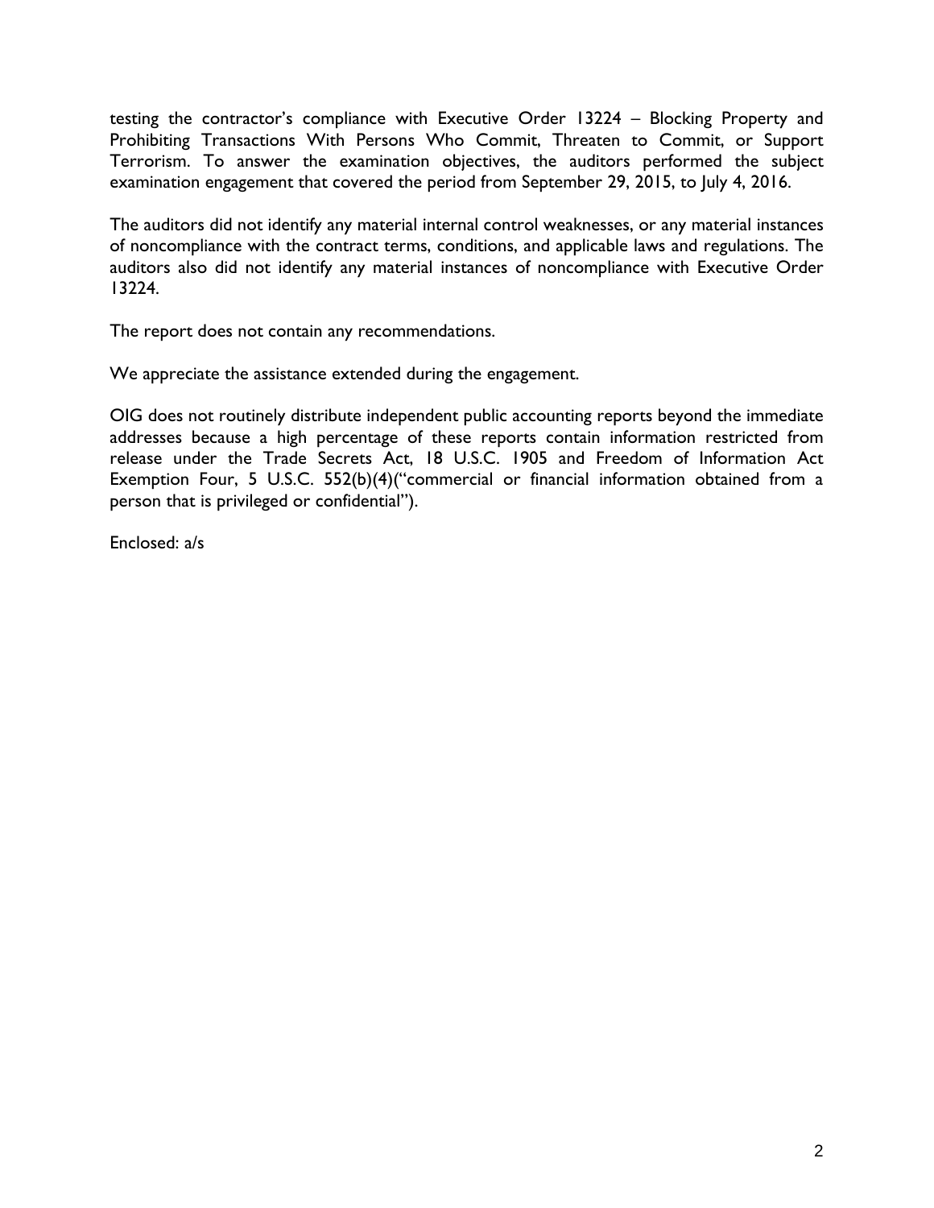testing the contractor's compliance with Executive Order 13224 – Blocking Property and Prohibiting Transactions With Persons Who Commit, Threaten to Commit, or Support Terrorism. To answer the examination objectives, the auditors performed the subject examination engagement that covered the period from September 29, 2015, to July 4, 2016.

The auditors did not identify any material internal control weaknesses, or any material instances of noncompliance with the contract terms, conditions, and applicable laws and regulations. The auditors also did not identify any material instances of noncompliance with Executive Order 13224.

The report does not contain any recommendations.

We appreciate the assistance extended during the engagement.

OIG does not routinely distribute independent public accounting reports beyond the immediate addresses because a high percentage of these reports contain information restricted from release under the Trade Secrets Act, 18 U.S.C. 1905 and Freedom of Information Act Exemption Four, 5 U.S.C. 552(b)(4)("commercial or financial information obtained from a person that is privileged or confidential").

Enclosed: a/s